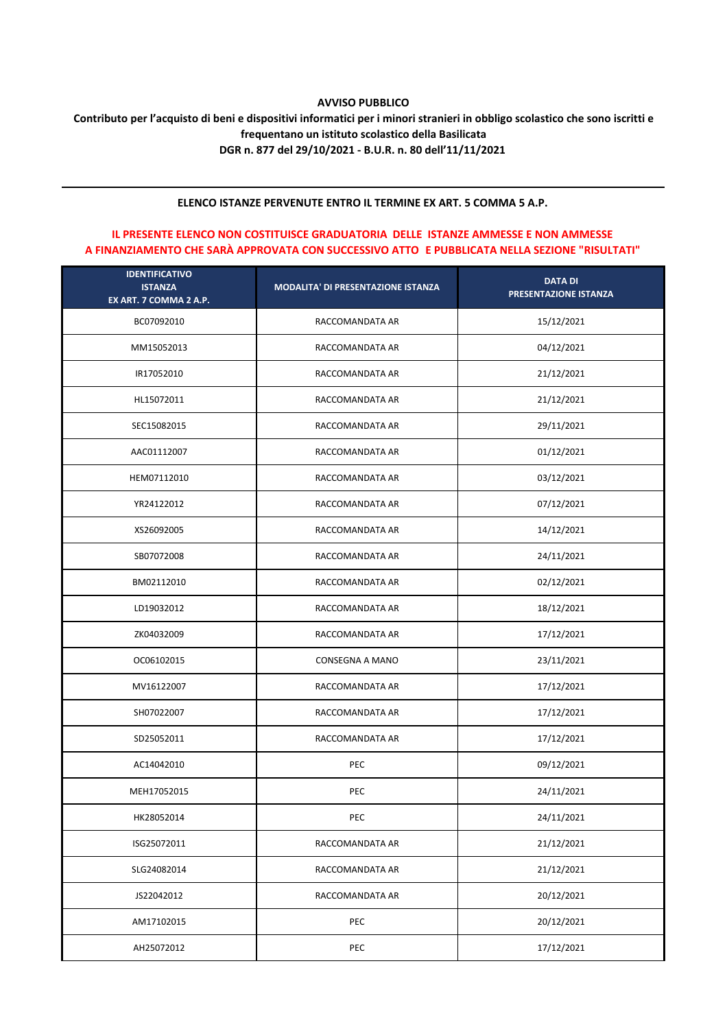**AVVISO PUBBLICO**

**Contributo per l'acquisto di beni e dispositivi informatici per i minori stranieri in obbligo scolastico che sono iscritti e frequentano un istituto scolastico della Basilicata**

**DGR n. 877 del 29/10/2021 - B.U.R. n. 80 dell'11/11/2021**

---

**ELENCO ISTANZE PERVENUTE ENTRO IL TERMINE EX ART. 5 COMMA 5 A.P.**

**IL PRESENTE ELENCO NON COSTITUISCE GRADUATORIA DELLE ISTANZE AMMESSE E NON AMMESSE A FINANZIAMENTO CHE SARÀ APPROVATA CON SUCCESSIVO ATTO E PUBBLICATA NELLA SEZIONE "RISULTATI"**

| IDENTIFICATIVO ISTANZA EX ART. 7 COMMA 2 A.P. | MODALITA' DI PRESENTAZIONE ISTANZA | DATA DI PRESENTAZIONE ISTANZA |
|---|---|---|
| BC07092010 | RACCOMANDATA AR | 15/12/2021 |
| MM15052013 | RACCOMANDATA AR | 04/12/2021 |
| IR17052010 | RACCOMANDATA AR | 21/12/2021 |
| HL15072011 | RACCOMANDATA AR | 21/12/2021 |
| SEC15082015 | RACCOMANDATA AR | 29/11/2021 |
| AAC01112007 | RACCOMANDATA AR | 01/12/2021 |
| HEM07112010 | RACCOMANDATA AR | 03/12/2021 |
| YR24122012 | RACCOMANDATA AR | 07/12/2021 |
| XS26092005 | RACCOMANDATA AR | 14/12/2021 |
| SB07072008 | RACCOMANDATA AR | 24/11/2021 |
| BM02112010 | RACCOMANDATA AR | 02/12/2021 |
| LD19032012 | RACCOMANDATA AR | 18/12/2021 |
| ZK04032009 | RACCOMANDATA AR | 17/12/2021 |
| OC06102015 | CONSEGNA A MANO | 23/11/2021 |
| MV16122007 | RACCOMANDATA AR | 17/12/2021 |
| SH07022007 | RACCOMANDATA AR | 17/12/2021 |
| SD25052011 | RACCOMANDATA AR | 17/12/2021 |
| AC14042010 | PEC | 09/12/2021 |
| MEH17052015 | PEC | 24/11/2021 |
| HK28052014 | PEC | 24/11/2021 |
| ISG25072011 | RACCOMANDATA AR | 21/12/2021 |
| SLG24082014 | RACCOMANDATA AR | 21/12/2021 |
| JS22042012 | RACCOMANDATA AR | 20/12/2021 |
| AM17102015 | PEC | 20/12/2021 |
| AH25072012 | PEC | 17/12/2021 |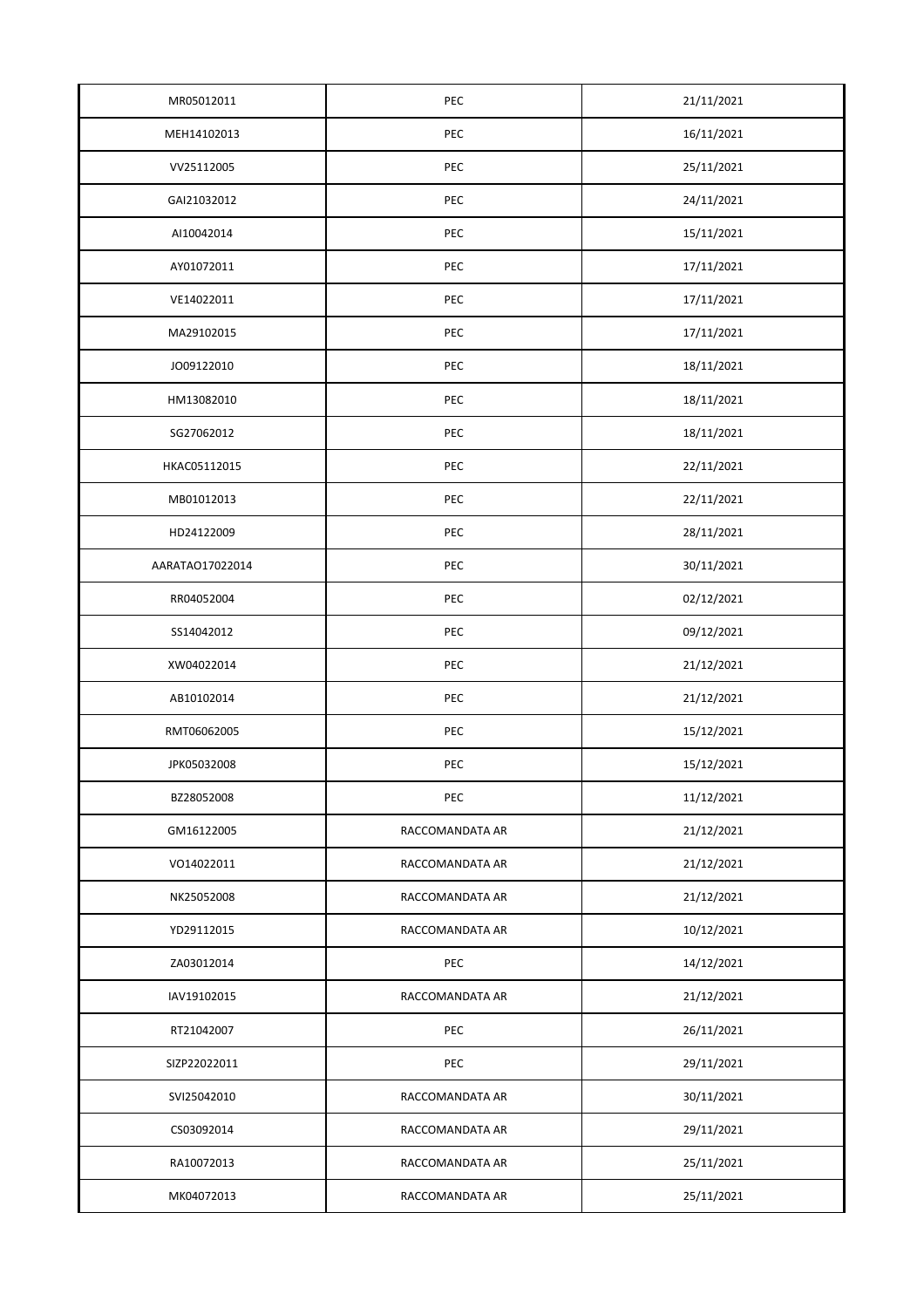| | | |
|---|---|---|
| MR05012011 | PEC | 21/11/2021 |
| MEH14102013 | PEC | 16/11/2021 |
| VV25112005 | PEC | 25/11/2021 |
| GAI21032012 | PEC | 24/11/2021 |
| AI10042014 | PEC | 15/11/2021 |
| AY01072011 | PEC | 17/11/2021 |
| VE14022011 | PEC | 17/11/2021 |
| MA29102015 | PEC | 17/11/2021 |
| JO09122010 | PEC | 18/11/2021 |
| HM13082010 | PEC | 18/11/2021 |
| SG27062012 | PEC | 18/11/2021 |
| HKAC05112015 | PEC | 22/11/2021 |
| MB01012013 | PEC | 22/11/2021 |
| HD24122009 | PEC | 28/11/2021 |
| AARATAO17022014 | PEC | 30/11/2021 |
| RR04052004 | PEC | 02/12/2021 |
| SS14042012 | PEC | 09/12/2021 |
| XW04022014 | PEC | 21/12/2021 |
| AB10102014 | PEC | 21/12/2021 |
| RMT06062005 | PEC | 15/12/2021 |
| JPK05032008 | PEC | 15/12/2021 |
| BZ28052008 | PEC | 11/12/2021 |
| GM16122005 | RACCOMANDATA AR | 21/12/2021 |
| VO14022011 | RACCOMANDATA AR | 21/12/2021 |
| NK25052008 | RACCOMANDATA AR | 21/12/2021 |
| YD29112015 | RACCOMANDATA AR | 10/12/2021 |
| ZA03012014 | PEC | 14/12/2021 |
| IAV19102015 | RACCOMANDATA AR | 21/12/2021 |
| RT21042007 | PEC | 26/11/2021 |
| SIZP22022011 | PEC | 29/11/2021 |
| SVI25042010 | RACCOMANDATA AR | 30/11/2021 |
| CS03092014 | RACCOMANDATA AR | 29/11/2021 |
| RA10072013 | RACCOMANDATA AR | 25/11/2021 |
| MK04072013 | RACCOMANDATA AR | 25/11/2021 |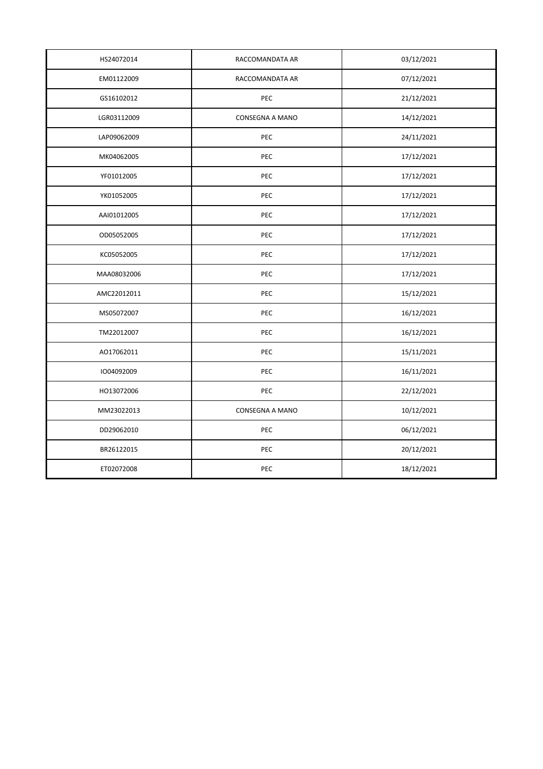| | | |
|---|---|---|
| HS24072014 | RACCOMANDATA AR | 03/12/2021 |
| EM01122009 | RACCOMANDATA AR | 07/12/2021 |
| GS16102012 | PEC | 21/12/2021 |
| LGR03112009 | CONSEGNA A MANO | 14/12/2021 |
| LAP09062009 | PEC | 24/11/2021 |
| MK04062005 | PEC | 17/12/2021 |
| YF01012005 | PEC | 17/12/2021 |
| YK01052005 | PEC | 17/12/2021 |
| AAI01012005 | PEC | 17/12/2021 |
| OD05052005 | PEC | 17/12/2021 |
| KC05052005 | PEC | 17/12/2021 |
| MAA08032006 | PEC | 17/12/2021 |
| AMC22012011 | PEC | 15/12/2021 |
| MS05072007 | PEC | 16/12/2021 |
| TM22012007 | PEC | 16/12/2021 |
| AO17062011 | PEC | 15/11/2021 |
| IO04092009 | PEC | 16/11/2021 |
| HO13072006 | PEC | 22/12/2021 |
| MM23022013 | CONSEGNA A MANO | 10/12/2021 |
| DD29062010 | PEC | 06/12/2021 |
| BR26122015 | PEC | 20/12/2021 |
| ET02072008 | PEC | 18/12/2021 |